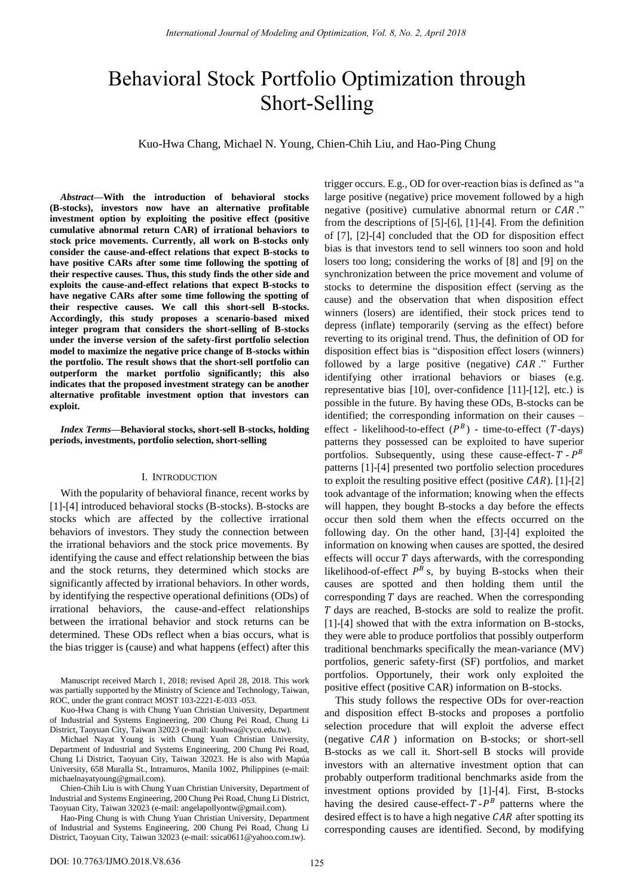# Behavioral Stock Portfolio Optimization through Short-Selling

Kuo-Hwa Chang, Michael N. Young, Chien-Chih Liu, and Hao-Ping Chung

***Abstract*—With the introduction of behavioral stocks (B-stocks), investors now have an alternative profitable investment option by exploiting the positive effect (positive cumulative abnormal return CAR) of irrational behaviors to stock price movements. Currently, all work on B-stocks only consider the cause-and-effect relations that expect B-stocks to have positive CARs after some time following the spotting of their respective causes. Thus, this study finds the other side and exploits the cause-and-effect relations that expect B-stocks to have negative CARs after some time following the spotting of their respective causes. We call this short-sell B-stocks. Accordingly, this study proposes a scenario-based mixed integer program that considers the short-selling of B-stocks under the inverse version of the safety-first portfolio selection model to maximize the negative price change of B-stocks within the portfolio. The result shows that the short-sell portfolio can outperform the market portfolio significantly; this also indicates that the proposed investment strategy can be another alternative profitable investment option that investors can exploit.**

***Index Terms*—Behavioral stocks, short-sell B-stocks, holding periods, investments, portfolio selection, short-selling**

## I. Introduction

With the popularity of behavioral finance, recent works by [1]-[4] introduced behavioral stocks (B-stocks). B-stocks are stocks which are affected by the collective irrational behaviors of investors. They study the connection between the irrational behaviors and the stock price movements. By identifying the cause and effect relationship between the bias and the stock returns, they determined which stocks are significantly affected by irrational behaviors. In other words, by identifying the respective operational definitions (ODs) of irrational behaviors, the cause-and-effect relationships between the irrational behavior and stock returns can be determined. These ODs reflect when a bias occurs, what is the bias trigger is (cause) and what happens (effect) after this trigger occurs. E.g., OD for over-reaction bias is defined as "a large positive (negative) price movement followed by a high negative (positive) cumulative abnormal return or $CAR$." from the descriptions of [5]-[6], [1]-[4]. From the definition of [7], [2]-[4] concluded that the OD for disposition effect bias is that investors tend to sell winners too soon and hold losers too long; considering the works of [8] and [9] on the synchronization between the price movement and volume of stocks to determine the disposition effect (serving as the cause) and the observation that when disposition effect winners (losers) are identified, their stock prices tend to depress (inflate) temporarily (serving as the effect) before reverting to its original trend. Thus, the definition of OD for disposition effect bias is "disposition effect losers (winners) followed by a large positive (negative) $CAR$." Further identifying other irrational behaviors or biases (e.g. representative bias [10], over-confidence [11]-[12], etc.) is possible in the future. By having these ODs, B-stocks can be identified; the corresponding information on their causes – effect - likelihood-to-effect ($P^B$) - time-to-effect ($T$-days) patterns they possessed can be exploited to have superior portfolios. Subsequently, using these cause-effect-$T$ - $P^B$ patterns [1]-[4] presented two portfolio selection procedures to exploit the resulting positive effect (positive $CAR$). [1]-[2] took advantage of the information; knowing when the effects will happen, they bought B-stocks a day before the effects occur then sold them when the effects occurred on the following day. On the other hand, [3]-[4] exploited the information on knowing when causes are spotted, the desired effects will occur $T$ days afterwards, with the corresponding likelihood-of-effect $P^B$s, by buying B-stocks when their causes are spotted and then holding them until the corresponding $T$ days are reached. When the corresponding $T$ days are reached, B-stocks are sold to realize the profit. [1]-[4] showed that with the extra information on B-stocks, they were able to produce portfolios that possibly outperform traditional benchmarks specifically the mean-variance (MV) portfolios, generic safety-first (SF) portfolios, and market portfolios. Opportunely, their work only exploited the positive effect (positive CAR) information on B-stocks.

This study follows the respective ODs for over-reaction and disposition effect B-stocks and proposes a portfolio selection procedure that will exploit the adverse effect (negative $CAR$) information on B-stocks; or short-sell B-stocks as we call it. Short-sell B stocks will provide investors with an alternative investment option that can probably outperform traditional benchmarks aside from the investment options provided by [1]-[4]. First, B-stocks having the desired cause-effect-$T$-$P^B$ patterns where the desired effect is to have a high negative $CAR$ after spotting its corresponding causes are identified. Second, by modifying

Manuscript received March 1, 2018; revised April 28, 2018. This work was partially supported by the Ministry of Science and Technology, Taiwan, ROC, under the grant contract MOST 103-2221-E-033 -053.

Kuo-Hwa Chang is with Chung Yuan Christian University, Department of Industrial and Systems Engineering, 200 Chung Pei Road, Chung Li District, Taoyuan City, Taiwan 32023 (e-mail: kuohwa@cycu.edu.tw).

Michael Nayat Young is with Chung Yuan Christian University, Department of Industrial and Systems Engineering, 200 Chung Pei Road, Chung Li District, Taoyuan City, Taiwan 32023. He is also with Mapúa University, 658 Muralla St., Intramuros, Manila 1002, Philippines (e-mail: michaelnayatyoung@gmail.com).

Chien-Chih Liu is with Chung Yuan Christian University, Department of Industrial and Systems Engineering, 200 Chung Pei Road, Chung Li District, Taoyuan City, Taiwan 32023 (e-mail: angelapollyontw@gmail.com).

Hao-Ping Chung is with Chung Yuan Christian University, Department of Industrial and Systems Engineering, 200 Chung Pei Road, Chung Li District, Taoyuan City, Taiwan 32023 (e-mail: ssica0611@yahoo.com.tw).

DOI: 10.7763/IJMO.2018.V8.636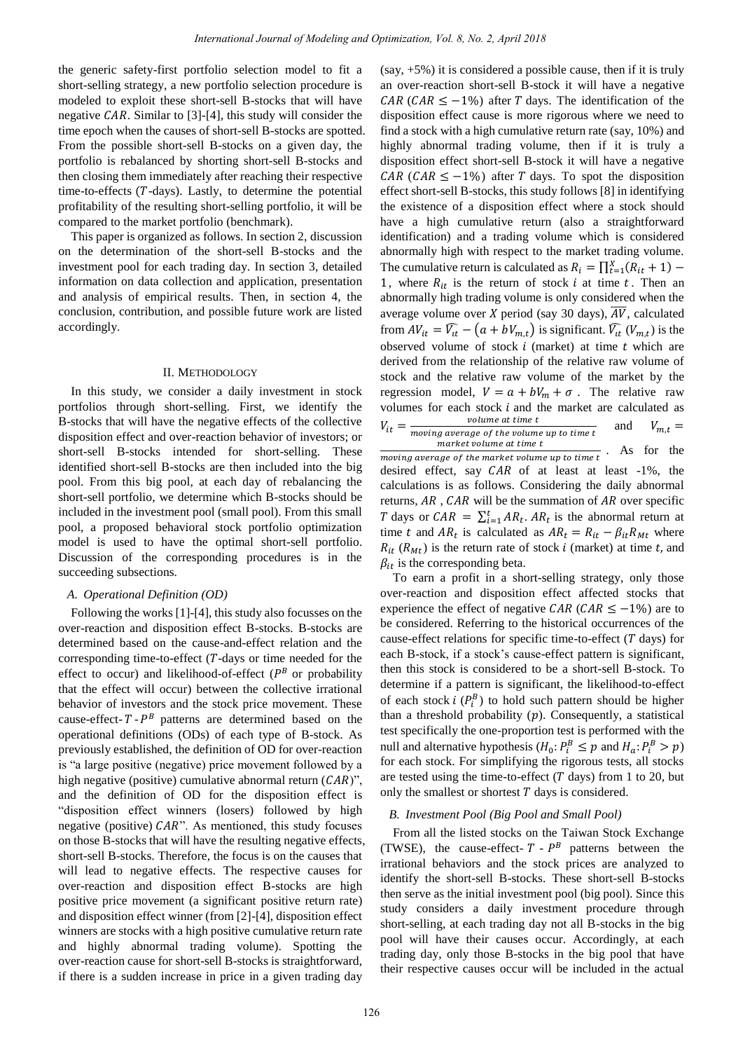the generic safety-first portfolio selection model to fit a short-selling strategy, a new portfolio selection procedure is modeled to exploit these short-sell B-stocks that will have negative $CAR$. Similar to [3]-[4], this study will consider the time epoch when the causes of short-sell B-stocks are spotted. From the possible short-sell B-stocks on a given day, the portfolio is rebalanced by shorting short-sell B-stocks and then closing them immediately after reaching their respective time-to-effects ($T$-days). Lastly, to determine the potential profitability of the resulting short-selling portfolio, it will be compared to the market portfolio (benchmark).

This paper is organized as follows. In section 2, discussion on the determination of the short-sell B-stocks and the investment pool for each trading day. In section 3, detailed information on data collection and application, presentation and analysis of empirical results. Then, in section 4, the conclusion, contribution, and possible future work are listed accordingly.

## II. Methodology

In this study, we consider a daily investment in stock portfolios through short-selling. First, we identify the B-stocks that will have the negative effects of the collective disposition effect and over-reaction behavior of investors; or short-sell B-stocks intended for short-selling. These identified short-sell B-stocks are then included into the big pool. From this big pool, at each day of rebalancing the short-sell portfolio, we determine which B-stocks should be included in the investment pool (small pool). From this small pool, a proposed behavioral stock portfolio optimization model is used to have the optimal short-sell portfolio. Discussion of the corresponding procedures is in the succeeding subsections.

### A. Operational Definition (OD)

Following the works [1]-[4], this study also focusses on the over-reaction and disposition effect B-stocks. B-stocks are determined based on the cause-and-effect relation and the corresponding time-to-effect ($T$-days or time needed for the effect to occur) and likelihood-of-effect ($P^B$ or probability that the effect will occur) between the collective irrational behavior of investors and the stock price movement. These cause-effect-$T$-$P^B$ patterns are determined based on the operational definitions (ODs) of each type of B-stock. As previously established, the definition of OD for over-reaction is "a large positive (negative) price movement followed by a high negative (positive) cumulative abnormal return ($CAR$)", and the definition of OD for the disposition effect is "disposition effect winners (losers) followed by high negative (positive) $CAR$". As mentioned, this study focuses on those B-stocks that will have the resulting negative effects, short-sell B-stocks. Therefore, the focus is on the causes that will lead to negative effects. The respective causes for over-reaction and disposition effect B-stocks are high positive price movement (a significant positive return rate) and disposition effect winner (from [2]-[4], disposition effect winners are stocks with a high positive cumulative return rate and highly abnormal trading volume). Spotting the over-reaction cause for short-sell B-stocks is straightforward, if there is a sudden increase in price in a given trading day (say, +5%) it is considered a possible cause, then if it is truly an over-reaction short-sell B-stock it will have a negative $CAR$ ($CAR \leq -1\%$) after $T$ days. The identification of the disposition effect cause is more rigorous where we need to find a stock with a high cumulative return rate (say, 10%) and highly abnormal trading volume, then if it is truly a disposition effect short-sell B-stock it will have a negative $CAR$ ($CAR \leq -1\%$) after $T$ days. To spot the disposition effect short-sell B-stocks, this study follows [8] in identifying the existence of a disposition effect where a stock should have a high cumulative return (also a straightforward identification) and a trading volume which is considered abnormally high with respect to the market trading volume. The cumulative return is calculated as $R_i = \prod_{t=1}^{X}(R_{it}+1) - 1$, where $R_{it}$ is the return of stock $i$ at time $t$. Then an abnormally high trading volume is only considered when the average volume over $X$ period (say 30 days), $\overline{AV}$, calculated from $AV_{it} = \widehat{V_{it}} - (a + bV_{m,t})$ is significant. $\widehat{V_{it}}$ ($V_{m,t}$) is the observed volume of stock $i$ (market) at time $t$ which are derived from the relationship of the relative raw volume of stock and the relative raw volume of the market by the regression model, $V = a + bV_m + \sigma$. The relative raw volumes for each stock $i$ and the market are calculated as $V_{it} = \frac{\text{volume at time } t}{\text{moving average of the volume up to time } t}$ and $V_{m,t} = \frac{\text{market volume at time } t}{\text{moving average of the market volume up to time } t}$. As for the desired effect, say $CAR$ of at least at least -1%, the calculations is as follows. Considering the daily abnormal returns, $AR$, $CAR$ will be the summation of $AR$ over specific $T$ days or $CAR = \sum_{i=1}^{t} AR_t$. $AR_t$ is the abnormal return at time $t$ and $AR_t$ is calculated as $AR_t = R_{it} - \beta_{it}R_{Mt}$ where $R_{it}$ ($R_{Mt}$) is the return rate of stock $i$ (market) at time $t$, and $\beta_{it}$ is the corresponding beta.

To earn a profit in a short-selling strategy, only those over-reaction and disposition effect affected stocks that experience the effect of negative $CAR$ ($CAR \leq -1\%$) are to be considered. Referring to the historical occurrences of the cause-effect relations for specific time-to-effect ($T$ days) for each B-stock, if a stock's cause-effect pattern is significant, then this stock is considered to be a short-sell B-stock. To determine if a pattern is significant, the likelihood-to-effect of each stock $i$ ($P_i^B$) to hold such pattern should be higher than a threshold probability ($p$). Consequently, a statistical test specifically the one-proportion test is performed with the null and alternative hypothesis ($H_0$: $P_i^B \leq p$ and $H_a$: $P_i^B > p$) for each stock. For simplifying the rigorous tests, all stocks are tested using the time-to-effect ($T$ days) from 1 to 20, but only the smallest or shortest $T$ days is considered.

### B. Investment Pool (Big Pool and Small Pool)

From all the listed stocks on the Taiwan Stock Exchange (TWSE), the cause-effect-$T$-$P^B$ patterns between the irrational behaviors and the stock prices are analyzed to identify the short-sell B-stocks. These short-sell B-stocks then serve as the initial investment pool (big pool). Since this study considers a daily investment procedure through short-selling, at each trading day not all B-stocks in the big pool will have their causes occur. Accordingly, at each trading day, only those B-stocks in the big pool that have their respective causes occur will be included in the actual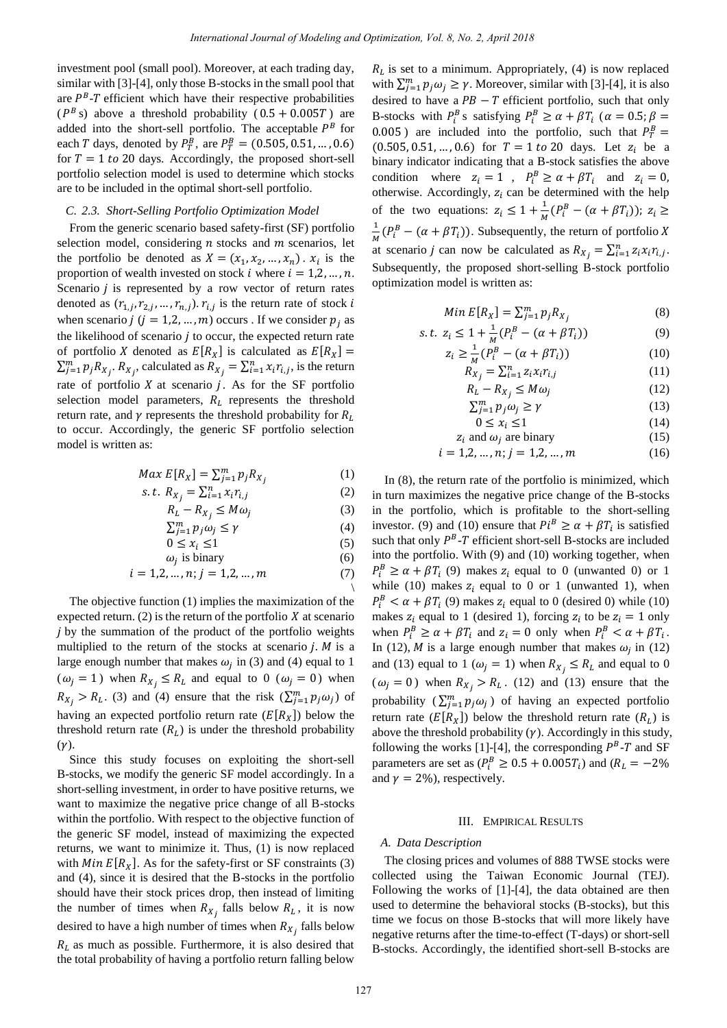investment pool (small pool). Moreover, at each trading day, similar with [3]-[4], only those B-stocks in the small pool that are $P^B$-$T$ efficient which have their respective probabilities ($P^B$s) above a threshold probability ($0.5 + 0.005T$) are added into the short-sell portfolio. The acceptable $P^B$ for each $T$ days, denoted by $P^B_T$, are $P^B_T = (0.505, 0.51, \ldots, 0.6)$ for $T = 1$ *to* 20 days. Accordingly, the proposed short-sell portfolio selection model is used to determine which stocks are to be included in the optimal short-sell portfolio.

### C. 2.3. Short-Selling Portfolio Optimization Model

From the generic scenario based safety-first (SF) portfolio selection model, considering $n$ stocks and $m$ scenarios, let the portfolio be denoted as $X = (x_1, x_2, \ldots, x_n)$. $x_i$ is the proportion of wealth invested on stock $i$ where $i = 1,2, \ldots, n$. Scenario $j$ is represented by a row vector of return rates denoted as $(r_{1,j}, r_{2,j}, \ldots, r_{n,j})$. $r_{i,j}$ is the return rate of stock $i$ when scenario $j$ ($j = 1,2, \ldots, m$) occurs. If we consider $p_j$ as the likelihood of scenario $j$ to occur, the expected return rate of portfolio $X$ denoted as $E[R_X]$ is calculated as $E[R_X] = \sum_{j=1}^{m} p_j R_{X_j}$. $R_{X_j}$, calculated as $R_{X_j} = \sum_{i=1}^{n} x_i r_{i,j}$, is the return rate of portfolio $X$ at scenario $j$. As for the SF portfolio selection model parameters, $R_L$ represents the threshold return rate, and $\gamma$ represents the threshold probability for $R_L$ to occur. Accordingly, the generic SF portfolio selection model is written as:

$$Max\ E[R_X] = \sum_{j=1}^{m} p_j R_{X_j} \tag{1}$$

$$s.t.\ R_{X_j} = \sum_{i=1}^{n} x_i r_{i,j} \tag{2}$$

$$R_L - R_{X_j} \leq M\omega_j \tag{3}$$

$$\sum_{j=1}^{m} p_j \omega_j \leq \gamma \tag{4}$$

$$0 \leq x_i \leq 1 \tag{5}$$

$$\omega_j \text{ is binary} \tag{6}$$

$$i = 1,2, \ldots, n;\ j = 1,2, \ldots, m \tag{7}$$

The objective function (1) implies the maximization of the expected return. (2) is the return of the portfolio $X$ at scenario $j$ by the summation of the product of the portfolio weights multiplied to the return of the stocks at scenario $j$. $M$ is a large enough number that makes $\omega_j$ in (3) and (4) equal to 1 ($\omega_j = 1$) when $R_{X_j} \leq R_L$ and equal to 0 ($\omega_j = 0$) when $R_{X_j} > R_L$. (3) and (4) ensure that the risk ($\sum_{j=1}^{m} p_j \omega_j$) of having an expected portfolio return rate ($E[R_X]$) below the threshold return rate ($R_L$) is under the threshold probability ($\gamma$).

Since this study focuses on exploiting the short-sell B-stocks, we modify the generic SF model accordingly. In a short-selling investment, in order to have positive returns, we want to maximize the negative price change of all B-stocks within the portfolio. With respect to the objective function of the generic SF model, instead of maximizing the expected returns, we want to minimize it. Thus, (1) is now replaced with $Min\ E[R_X]$. As for the safety-first or SF constraints (3) and (4), since it is desired that the B-stocks in the portfolio should have their stock prices drop, then instead of limiting the number of times when $R_{X_j}$ falls below $R_L$, it is now desired to have a high number of times when $R_{X_j}$ falls below $R_L$ as much as possible. Furthermore, it is also desired that the total probability of having a portfolio return falling below $R_L$ is set to a minimum. Appropriately, (4) is now replaced with $\sum_{j=1}^{m} p_j \omega_j \geq \gamma$. Moreover, similar with [3]-[4], it is also desired to have a $PB - T$ efficient portfolio, such that only B-stocks with $P^B_i$s satisfying $P^B_i \geq \alpha + \beta T_i$ ($\alpha = 0.5; \beta = 0.005$) are included into the portfolio, such that $P^B_T = (0.505, 0.51, \ldots, 0.6)$ for $T = 1$ *to* 20 days. Let $z_i$ be a binary indicator indicating that a B-stock satisfies the above condition where $z_i = 1$, $P^B_i \geq \alpha + \beta T_i$ and $z_i = 0$, otherwise. Accordingly, $z_i$ can be determined with the help of the two equations: $z_i \leq 1 + \frac{1}{M}(P^B_i - (\alpha + \beta T_i))$; $z_i \geq \frac{1}{M}(P^B_i - (\alpha + \beta T_i))$. Subsequently, the return of portfolio $X$ at scenario $j$ can now be calculated as $R_{X_j} = \sum_{i=1}^{n} z_i r_{i,j}$. Subsequently, the proposed short-selling B-stock portfolio optimization model is written as:

$$Min\ E[R_X] = \sum_{j=1}^{m} p_j R_{X_j} \tag{8}$$

$$s.t.\ z_i \leq 1 + \frac{1}{M}(P^B_i - (\alpha + \beta T_i)) \tag{9}$$

$$z_i \geq \frac{1}{M}(P^B_i - (\alpha + \beta T_i)) \tag{10}$$

$$R_{X_j} = \sum_{i=1}^{n} z_i x_i r_{i,j} \tag{11}$$

$$R_L - R_{X_j} \leq M\omega_j \tag{12}$$

$$\sum_{j=1}^{m} p_j \omega_j \geq \gamma \tag{13}$$

$$0 \leq x_i \leq 1 \tag{14}$$

$$z_i \text{ and } \omega_j \text{ are binary} \tag{15}$$

$$i = 1,2, \ldots, n;\ j = 1,2, \ldots, m \tag{16}$$

In (8), the return rate of the portfolio is minimized, which in turn maximizes the negative price change of the B-stocks in the portfolio, which is profitable to the short-selling investor. (9) and (10) ensure that $Pi^B \geq \alpha + \beta T_i$ is satisfied such that only $P^B$-$T$ efficient short-sell B-stocks are included into the portfolio. With (9) and (10) working together, when $P^B_i \geq \alpha + \beta T_i$ (9) makes $z_i$ equal to 0 (unwanted 0) or 1 while (10) makes $z_i$ equal to 0 or 1 (unwanted 1), when $P^B_i < \alpha + \beta T_i$ (9) makes $z_i$ equal to 0 (desired 0) while (10) makes $z_i$ equal to 1 (desired 1), forcing $z_i$ to be $z_i = 1$ only when $P^B_i \geq \alpha + \beta T_i$ and $z_i = 0$ only when $P^B_i < \alpha + \beta T_i$. In (12), $M$ is a large enough number that makes $\omega_j$ in (12) and (13) equal to 1 ($\omega_j = 1$) when $R_{X_j} \leq R_L$ and equal to 0 ($\omega_j = 0$) when $R_{X_j} > R_L$. (12) and (13) ensure that the probability ($\sum_{j=1}^{m} p_j \omega_j$) of having an expected portfolio return rate ($E[R_X]$) below the threshold return rate ($R_L$) is above the threshold probability ($\gamma$). Accordingly in this study, following the works [1]-[4], the corresponding $P^B$-$T$ and SF parameters are set as ($P^B_i \geq 0.5 + 0.005T_i$) and ($R_L = -2\%$ and $\gamma = 2\%$), respectively.

## III. Empirical Results

### A. Data Description

The closing prices and volumes of 888 TWSE stocks were collected using the Taiwan Economic Journal (TEJ). Following the works of [1]-[4], the data obtained are then used to determine the behavioral stocks (B-stocks), but this time we focus on those B-stocks that will more likely have negative returns after the time-to-effect (T-days) or short-sell B-stocks. Accordingly, the identified short-sell B-stocks are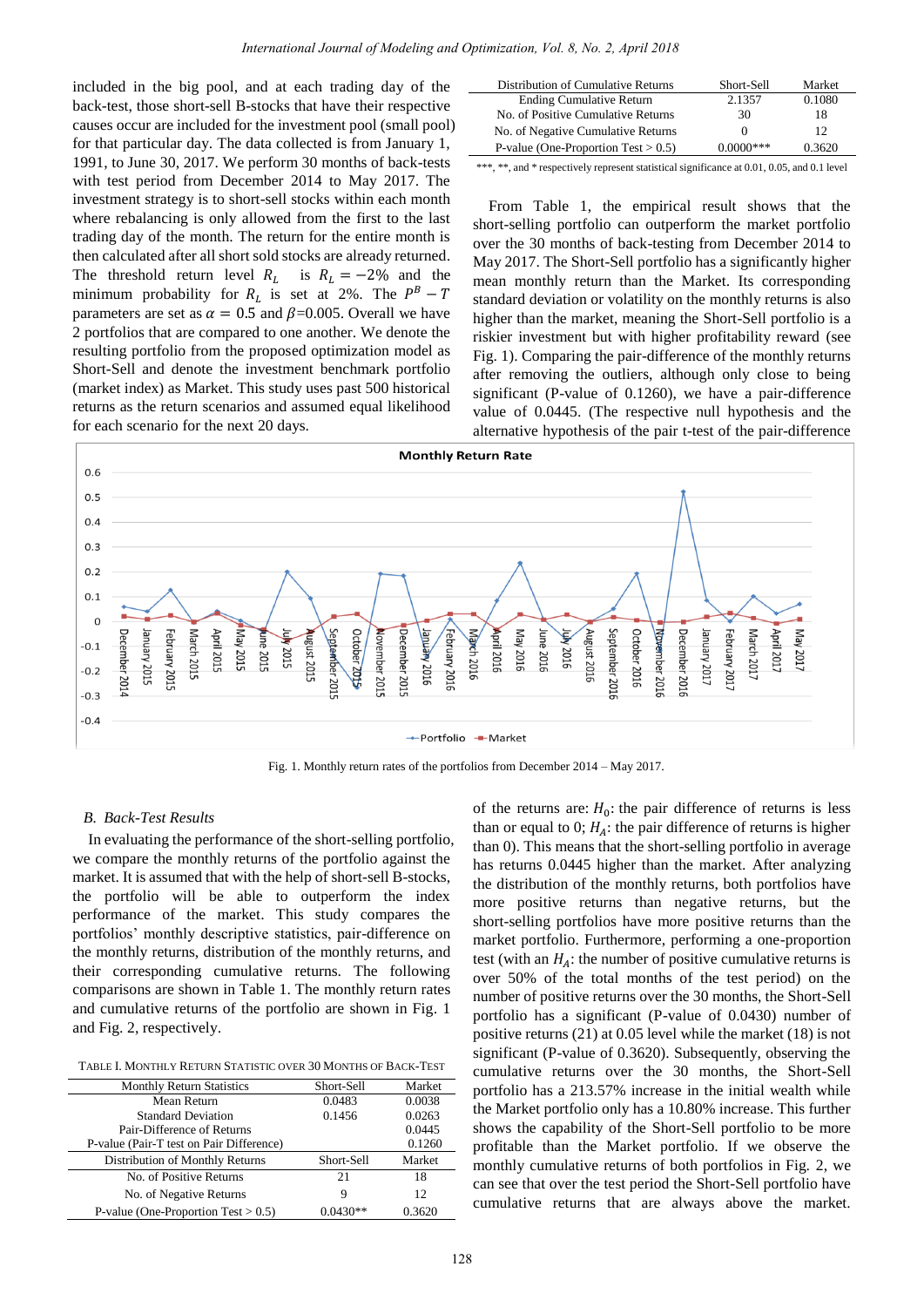included in the big pool, and at each trading day of the back-test, those short-sell B-stocks that have their respective causes occur are included for the investment pool (small pool) for that particular day. The data collected is from January 1, 1991, to June 30, 2017. We perform 30 months of back-tests with test period from December 2014 to May 2017. The investment strategy is to short-sell stocks within each month where rebalancing is only allowed from the first to the last trading day of the month. The return for the entire month is then calculated after all short sold stocks are already returned. The threshold return level $R_L$ is $R_L = -2\%$ and the minimum probability for $R_L$ is set at 2%. The $P^B - T$ parameters are set as $\alpha = 0.5$ and $\beta$=0.005. Overall we have 2 portfolios that are compared to one another. We denote the resulting portfolio from the proposed optimization model as Short-Sell and denote the investment benchmark portfolio (market index) as Market. This study uses past 500 historical returns as the return scenarios and assumed equal likelihood for each scenario for the next 20 days.

### B. Back-Test Results

In evaluating the performance of the short-selling portfolio, we compare the monthly returns of the portfolio against the market. It is assumed that with the help of short-sell B-stocks, the portfolio will be able to outperform the index performance of the market. This study compares the portfolios' monthly descriptive statistics, pair-difference on the monthly returns, distribution of the monthly returns, and their corresponding cumulative returns. The following comparisons are shown in Table 1. The monthly return rates and cumulative returns of the portfolio are shown in Fig. 1 and Fig. 2, respectively.

TABLE I. MONTHLY RETURN STATISTIC OVER 30 MONTHS OF BACK-TEST

| Monthly Return Statistics | Short-Sell | Market |
|---|---|---|
| Mean Return | 0.0483 | 0.0038 |
| Standard Deviation | 0.1456 | 0.0263 |
| Pair-Difference of Returns | | 0.0445 |
| P-value (Pair-T test on Pair Difference) | | 0.1260 |
| **Distribution of Monthly Returns** | **Short-Sell** | **Market** |
| No. of Positive Returns | 21 | 18 |
| No. of Negative Returns | 9 | 12 |
| P-value (One-Proportion Test > 0.5) | 0.0430** | 0.3620 |
| **Distribution of Cumulative Returns** | **Short-Sell** | **Market** |
| Ending Cumulative Return | 2.1357 | 0.1080 |
| No. of Positive Cumulative Returns | 30 | 18 |
| No. of Negative Cumulative Returns | 0 | 12 |
| P-value (One-Proportion Test > 0.5) | 0.0000*** | 0.3620 |

***, **, and * respectively represent statistical significance at 0.01, 0.05, and 0.1 level

From Table 1, the empirical result shows that the short-selling portfolio can outperform the market portfolio over the 30 months of back-testing from December 2014 to May 2017. The Short-Sell portfolio has a significantly higher mean monthly return than the Market. Its corresponding standard deviation or volatility on the monthly returns is also higher than the market, meaning the Short-Sell portfolio is a riskier investment but with higher profitability reward (see Fig. 1). Comparing the pair-difference of the monthly returns after removing the outliers, although only close to being significant (P-value of 0.1260), we have a pair-difference value of 0.0445. (The respective null hypothesis and the alternative hypothesis of the pair t-test of the pair-difference of the returns are: $H_0$: the pair difference of returns is less than or equal to 0; $H_A$: the pair difference of returns is higher than 0). This means that the short-selling portfolio in average has returns 0.0445 higher than the market. After analyzing the distribution of the monthly returns, both portfolios have more positive returns than negative returns, but the short-selling portfolios have more positive returns than the market portfolio. Furthermore, performing a one-proportion test (with an $H_A$: the number of positive cumulative returns is over 50% of the total months of the test period) on the number of positive returns over the 30 months, the Short-Sell portfolio has a significant (P-value of 0.0430) number of positive returns (21) at 0.05 level while the market (18) is not significant (P-value of 0.3620). Subsequently, observing the cumulative returns over the 30 months, the Short-Sell portfolio has a 213.57% increase in the initial wealth while the Market portfolio only has a 10.80% increase. This further shows the capability of the Short-Sell portfolio to be more profitable than the Market portfolio. If we observe the monthly cumulative returns of both portfolios in Fig. 2, we can see that over the test period the Short-Sell portfolio have cumulative returns that are always above the market.

Fig. 1. Monthly return rates of the portfolios from December 2014 – May 2017.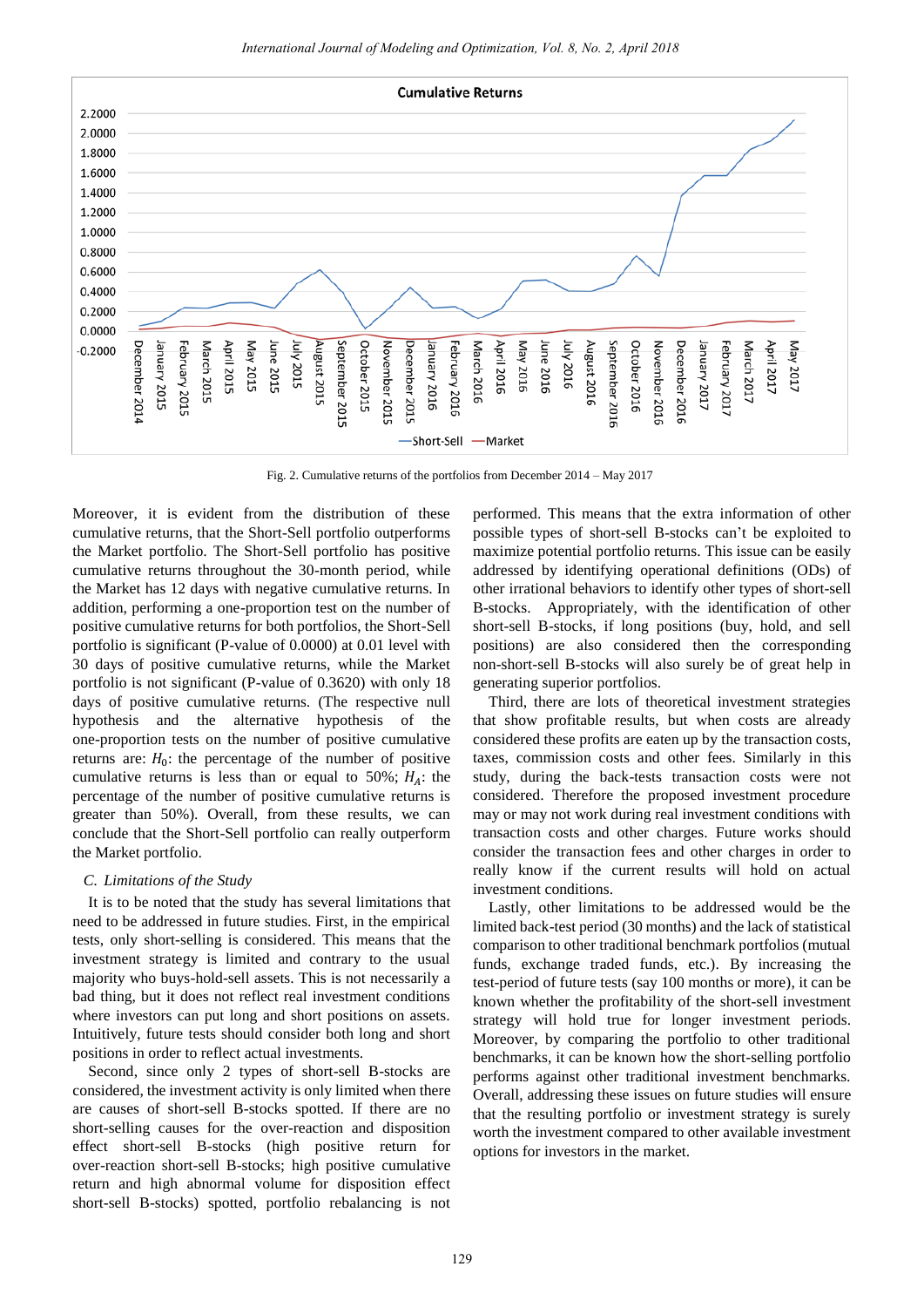Fig. 2. Cumulative returns of the portfolios from December 2014 – May 2017

Moreover, it is evident from the distribution of these cumulative returns, that the Short-Sell portfolio outperforms the Market portfolio. The Short-Sell portfolio has positive cumulative returns throughout the 30-month period, while the Market has 12 days with negative cumulative returns. In addition, performing a one-proportion test on the number of positive cumulative returns for both portfolios, the Short-Sell portfolio is significant (P-value of 0.0000) at 0.01 level with 30 days of positive cumulative returns, while the Market portfolio is not significant (P-value of 0.3620) with only 18 days of positive cumulative returns. (The respective null hypothesis and the alternative hypothesis of the one-proportion tests on the number of positive cumulative returns are: $H_0$: the percentage of the number of positive cumulative returns is less than or equal to 50%; $H_A$: the percentage of the number of positive cumulative returns is greater than 50%). Overall, from these results, we can conclude that the Short-Sell portfolio can really outperform the Market portfolio.

### C. Limitations of the Study

It is to be noted that the study has several limitations that need to be addressed in future studies. First, in the empirical tests, only short-selling is considered. This means that the investment strategy is limited and contrary to the usual majority who buys-sells assets. This is not necessarily a bad thing, but it does not reflect real investment conditions where investors can put long and short positions on assets. Intuitively, future tests should consider both long and short positions in order to reflect actual investments.

Second, since only 2 types of short-sell B-stocks are considered, the investment activity is only limited when there are causes of short-sell B-stocks spotted. If there are no short-selling causes for the over-reaction and disposition effect short-sell B-stocks (high positive return for over-reaction short-sell B-stocks; high positive cumulative return and high abnormal volume for disposition effect short-sell B-stocks) spotted, portfolio rebalancing is not performed. This means that the extra information of other possible types of short-sell B-stocks can't be exploited to maximize potential portfolio returns. This issue can be easily addressed by identifying operational definitions (ODs) of other irrational behaviors to identify other types of short-sell B-stocks. Appropriately, with the identification of other short-sell B-stocks, if long positions (buy, hold, and sell positions) are also considered then the corresponding non-short-sell B-stocks will also surely be of great help in generating superior portfolios.

Third, there are lots of theoretical investment strategies that show profitable results, but when costs are already considered these profits are eaten up by the transaction costs, taxes, commission costs and other fees. Similarly in this study, during the back-tests transaction costs were not considered. Therefore the proposed investment procedure may or may not work during real investment conditions with transaction costs and other charges. Future works should consider the transaction fees and other charges in order to really know if the current results will hold on actual investment conditions.

Lastly, other limitations to be addressed would be the limited back-test period (30 months) and the lack of statistical comparison to other traditional benchmark portfolios (mutual funds, exchange traded funds, etc.). By increasing the test-period of future tests (say 100 months or more), it can be known whether the profitability of the short-sell investment strategy will hold true for longer investment periods. Moreover, by comparing the portfolio to other traditional benchmarks, it can be known how the short-selling portfolio performs against other traditional investment benchmarks. Overall, addressing these issues on future studies will ensure that the resulting portfolio or investment strategy is surely worth the investment compared to other available investment options for investors in the market.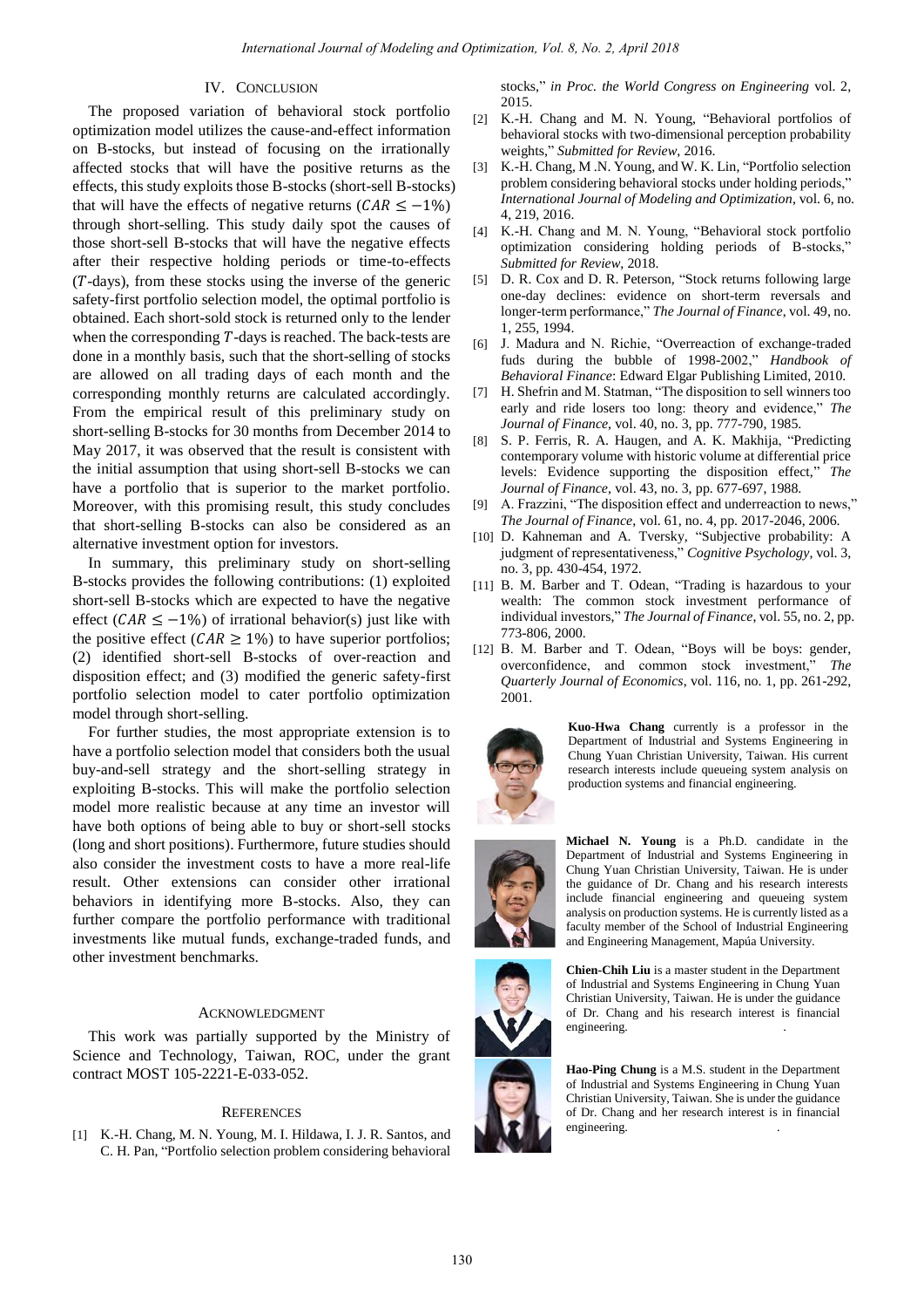## IV. Conclusion

The proposed variation of behavioral stock portfolio optimization model utilizes the cause-and-effect information on B-stocks, but instead of focusing on the irrationally affected stocks that will have the positive returns as the effects, this study exploits those B-stocks (short-sell B-stocks) that will have the effects of negative returns ($CAR \leq -1\%$) through short-selling. This study daily spot the causes of those short-sell B-stocks that will have the negative effects after their respective holding periods or time-to-effects ($T$-days), from these stocks using the inverse of the generic safety-first portfolio selection model, the optimal portfolio is obtained. Each short-sold stock is returned only to the lender when the corresponding $T$-days is reached. The back-tests are done in a monthly basis, such that the short-selling of stocks are allowed on all trading days of each month and the corresponding monthly returns are calculated accordingly. From the empirical result of this preliminary study on short-selling B-stocks for 30 months from December 2014 to May 2017, it was observed that the result is consistent with the initial assumption that using short-sell B-stocks we can have a portfolio that is superior to the market portfolio. Moreover, with this promising result, this study concludes that short-selling B-stocks can also be considered as an alternative investment option for investors.

In summary, this preliminary study on short-selling B-stocks provides the following contributions: (1) exploited short-sell B-stocks which are expected to have the negative effect ($CAR \leq -1\%$) of irrational behavior(s) just like with the positive effect ($CAR \geq 1\%$) to have superior portfolios; (2) identified short-sell B-stocks of over-reaction and disposition effect; and (3) modified the generic safety-first portfolio selection model to cater portfolio optimization model through short-selling.

For further studies, the most appropriate extension is to have a portfolio selection model that considers both the usual buy-and-sell strategy and the short-selling strategy in exploiting B-stocks. This will make the portfolio selection model more realistic because at any time an investor will have both options of being able to buy or short-sell stocks (long and short positions). Furthermore, future studies should also consider the investment costs to have a more real-life result. Other extensions can consider other irrational behaviors in identifying more B-stocks. Also, they can further compare the portfolio performance with traditional investments like mutual funds, exchange-traded funds, and other investment benchmarks.

## Acknowledgment

This work was partially supported by the Ministry of Science and Technology, Taiwan, ROC, under the grant contract MOST 105-2221-E-033-052.

## References

[1] K.-H. Chang, M. N. Young, M. I. Hildawa, I. J. R. Santos, and C. H. Pan, "Portfolio selection problem considering behavioral stocks," *in Proc. the World Congress on Engineering* vol. 2, 2015.

[2] K.-H. Chang and M. N. Young, "Behavioral portfolios of behavioral stocks with two-dimensional perception probability weights," *Submitted for Review*, 2016.

[3] K.-H. Chang, M .N. Young, and W. K. Lin, "Portfolio selection problem considering behavioral stocks under holding periods," *International Journal of Modeling and Optimization*, vol. 6, no. 4, 219, 2016.

[4] K.-H. Chang and M. N. Young, "Behavioral stock portfolio optimization considering holding periods of B-stocks," *Submitted for Review*, 2018.

[5] D. R. Cox and D. R. Peterson, "Stock returns following large one-day declines: evidence on short-term reversals and longer-term performance," *The Journal of Finance*, vol. 49, no. 1, 255, 1994.

[6] J. Madura and N. Richie, "Overreaction of exchange-traded fuds during the bubble of 1998-2002," *Handbook of Behavioral Finance*: Edward Elgar Publishing Limited, 2010.

[7] H. Shefrin and M. Statman, "The disposition to sell winners too early and ride losers too long: theory and evidence," *The Journal of Finance*, vol. 40, no. 3, pp. 777-790, 1985.

[8] S. P. Ferris, R. A. Haugen, and A. K. Makhija, "Predicting contemporary volume with historic volume at differential price levels: Evidence supporting the disposition effect," *The Journal of Finance*, vol. 43, no. 3, pp. 677-697, 1988.

[9] A. Frazzini, "The disposition effect and underreaction to news," *The Journal of Finance*, vol. 61, no. 4, pp. 2017-2046, 2006.

[10] D. Kahneman and A. Tversky, "Subjective probability: A judgment of representativeness," *Cognitive Psychology*, vol. 3, no. 3, pp. 430-454, 1972.

[11] B. M. Barber and T. Odean, "Trading is hazardous to your wealth: The common stock investment performance of individual investors," *The Journal of Finance*, vol. 55, no. 2, pp. 773-806, 2000.

[12] B. M. Barber and T. Odean, "Boys will be boys: gender, overconfidence, and common stock investment," *The Quarterly Journal of Economics*, vol. 116, no. 1, pp. 261-292, 2001.

**Kuo-Hwa Chang** currently is a professor in the Department of Industrial and Systems Engineering in Chung Yuan Christian University, Taiwan. His current research interests include queueing system analysis on production systems and financial engineering.

**Michael N. Young** is a Ph.D. candidate in the Department of Industrial and Systems Engineering in Chung Yuan Christian University, Taiwan. He is under the guidance of Dr. Chang and his research interests include financial engineering and queueing system analysis on production systems. He is currently listed as a faculty member of the School of Industrial Engineering and Engineering Management, Mapúa University.

**Chien-Chih Liu** is a master student in the Department of Industrial and Systems Engineering in Chung Yuan Christian University, Taiwan. He is under the guidance of Dr. Chang and his research interest is financial engineering.

**Hao-Ping Chung** is a M.S. student in the Department of Industrial and Systems Engineering in Chung Yuan Christian University, Taiwan. She is under the guidance of Dr. Chang and her research interest is in financial engineering.